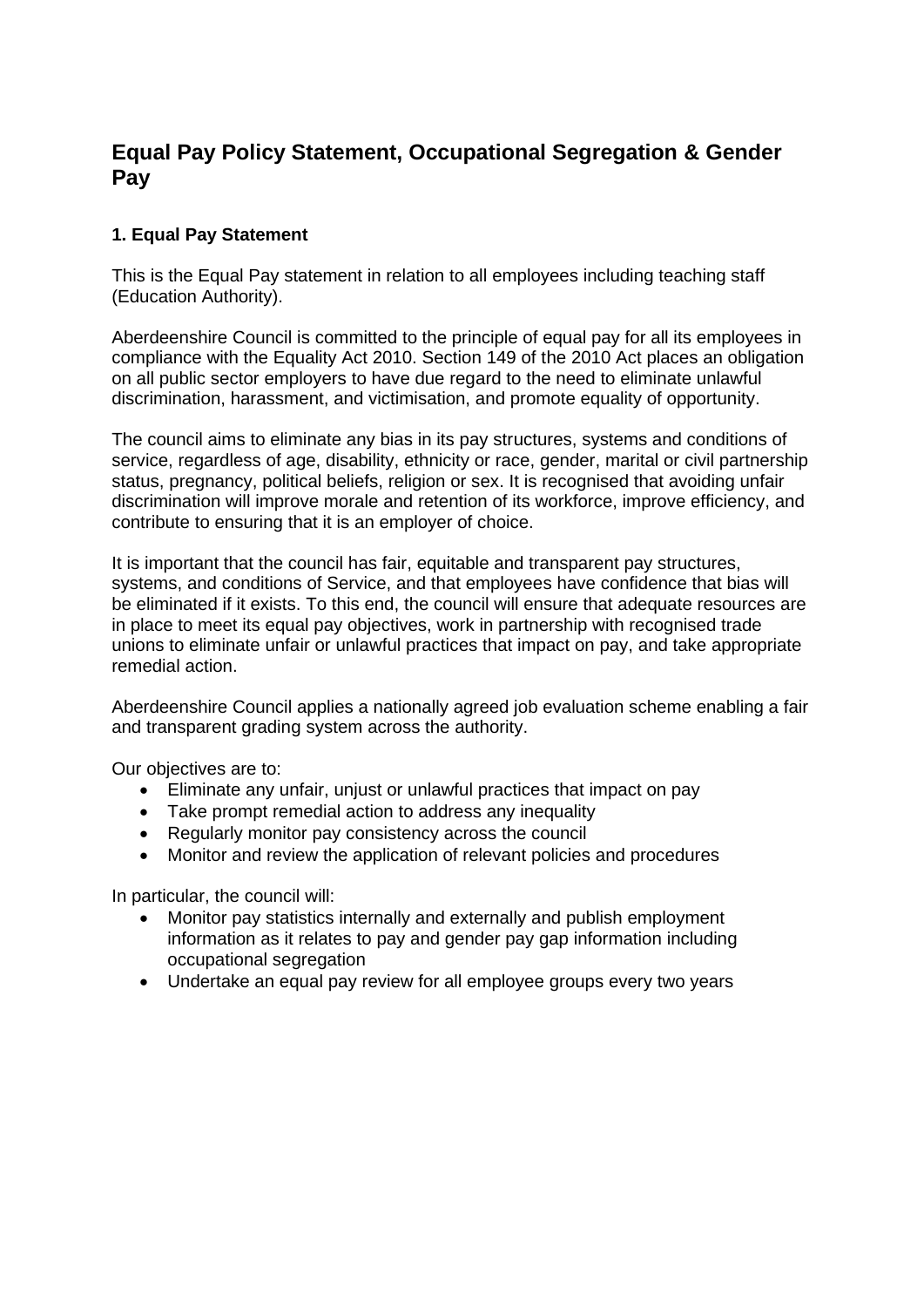# Equal Pay Policy Statement, Occupational Segregation & Gender Pay

## 1. Equal Pay Statement

This is the Equal Pay statement in relation to all employees including teaching staff (Education Authority).

Aberdeenshire Council is committed to the principle of equal pay for all its employees in compliance with the Equality Act 2010. Section 149 of the 2010 Act places an obligation on all public sector employers to have due regard to the need to eliminate unlawful discrimination, harassment, and victimisation, and promote equality of opportunity.

The council aims to eliminate any bias in its pay structures, systems and conditions of service, regardless of age, disability, ethnicity or race, gender, marital or civil partnership status, pregnancy, political beliefs, religion or sex. It is recognised that avoiding unfair discrimination will improve morale and retention of its workforce, improve efficiency, and contribute to ensuring that it is an employer of choice.

It is important that the council has fair, equitable and transparent pay structures, systems, and conditions of Service, and that employees have confidence that bias will be eliminated if it exists. To this end, the council will ensure that adequate resources are in place to meet its equal pay objectives, work in partnership with recognised trade unions to eliminate unfair or unlawful practices that impact on pay, and take appropriate remedial action.

Aberdeenshire Council applies a nationally agreed job evaluation scheme enabling a fair and transparent grading system across the authority.

Our objectives are to:

- Eliminate any unfair, unjust or unlawful practices that impact on pay
- Take prompt remedial action to address any inequality
- Regularly monitor pay consistency across the council
- Monitor and review the application of relevant policies and procedures

In particular, the council will:

- Monitor pay statistics internally and externally and publish employment information as it relates to pay and gender pay gap information including occupational segregation
- Undertake an equal pay review for all employee groups every two years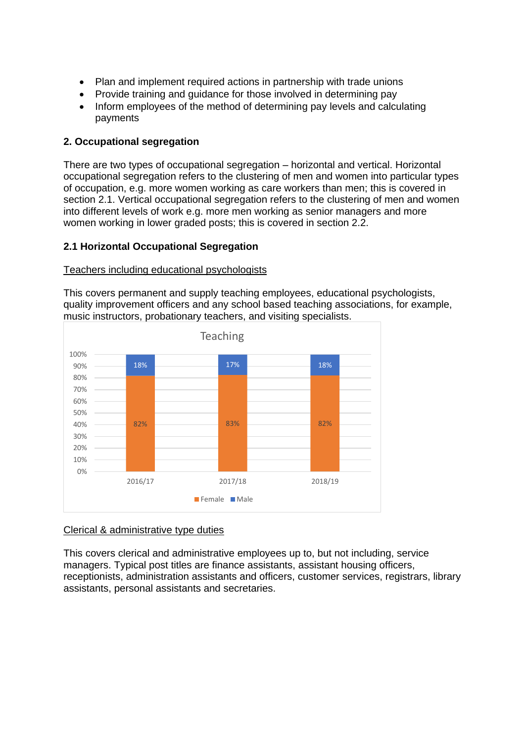- Plan and implement required actions in partnership with trade unions
- Provide training and guidance for those involved in determining pay
- Inform employees of the method of determining pay levels and calculating payments

## 2. Occupational segregation

There are two types of occupational segregation – horizontal and vertical. Horizontal occupational segregation refers to the clustering of men and women into particular types of occupation, e.g. more women working as care workers than men; this is covered in section 2.1. Vertical occupational segregation refers to the clustering of men and women into different levels of work e.g. more men working as senior managers and more women working in lower graded posts; this is covered in section 2.2.

### 2.1 Horizontal Occupational Segregation

Teachers including educational psychologists

This covers permanent and supply teaching employees, educational psychologists, quality improvement officers and any school based teaching associations, for example, music instructors, probationary teachers, and visiting specialists.

Teaching

| | 2016/17 | 2017/18 | 2018/19 |
|---|---|---|---|
| Female | 82% | 83% | 82% |
| Male | 18% | 17% | 18% |

Clerical & administrative type duties

This covers clerical and administrative employees up to, but not including, service managers. Typical post titles are finance assistants, assistant housing officers, receptionists, administration assistants and officers, customer services, registrars, library assistants, personal assistants and secretaries.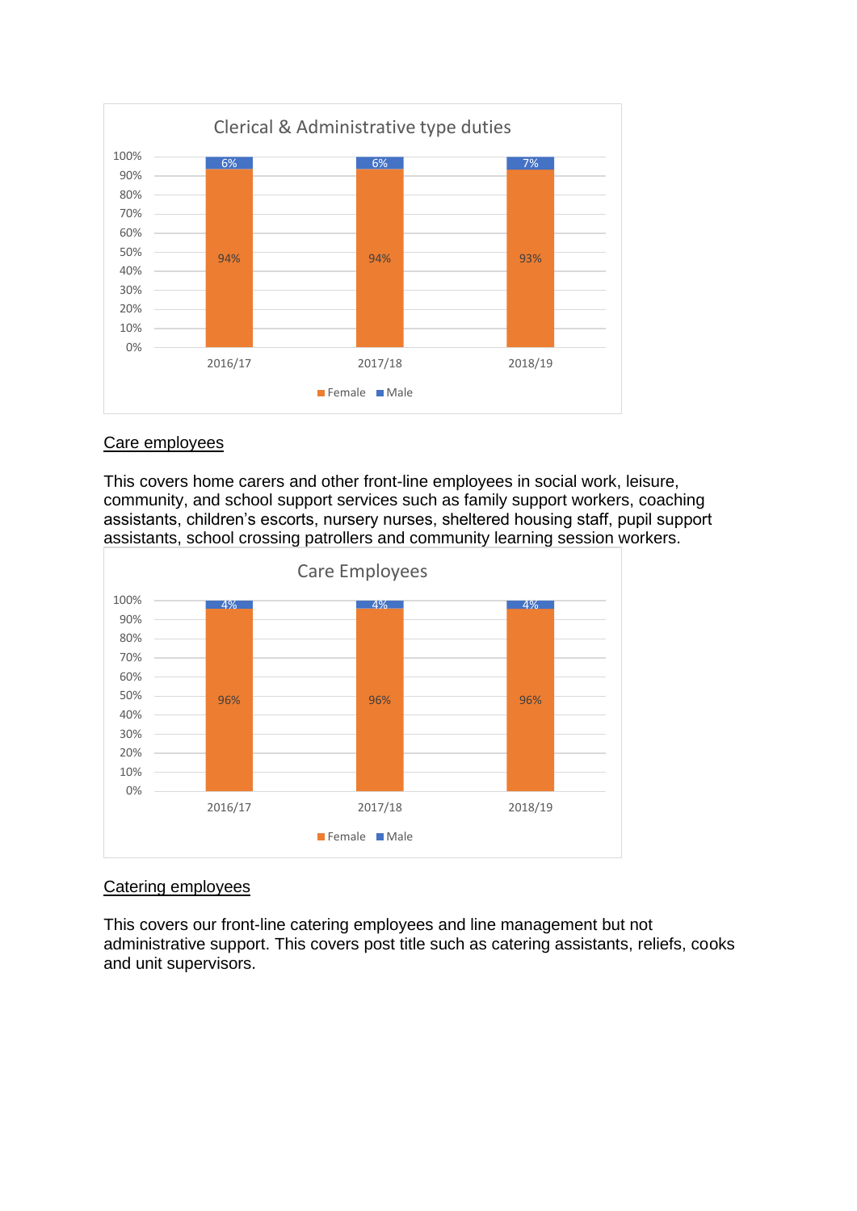**Clerical & Administrative type duties**

| | Female | Male |
|---|---|---|
| 2016/17 | 94% | 6% |
| 2017/18 | 94% | 6% |
| 2018/19 | 93% | 7% |

## Care employees

This covers home carers and other front-line employees in social work, leisure, community, and school support services such as family support workers, coaching assistants, children's escorts, nursery nurses, sheltered housing staff, pupil support assistants, school crossing patrollers and community learning session workers.

**Care Employees**

| | Female | Male |
|---|---|---|
| 2016/17 | 96% | 4% |
| 2017/18 | 96% | 4% |
| 2018/19 | 96% | 4% |

## Catering employees

This covers our front-line catering employees and line management but not administrative support. This covers post title such as catering assistants, reliefs, cooks and unit supervisors.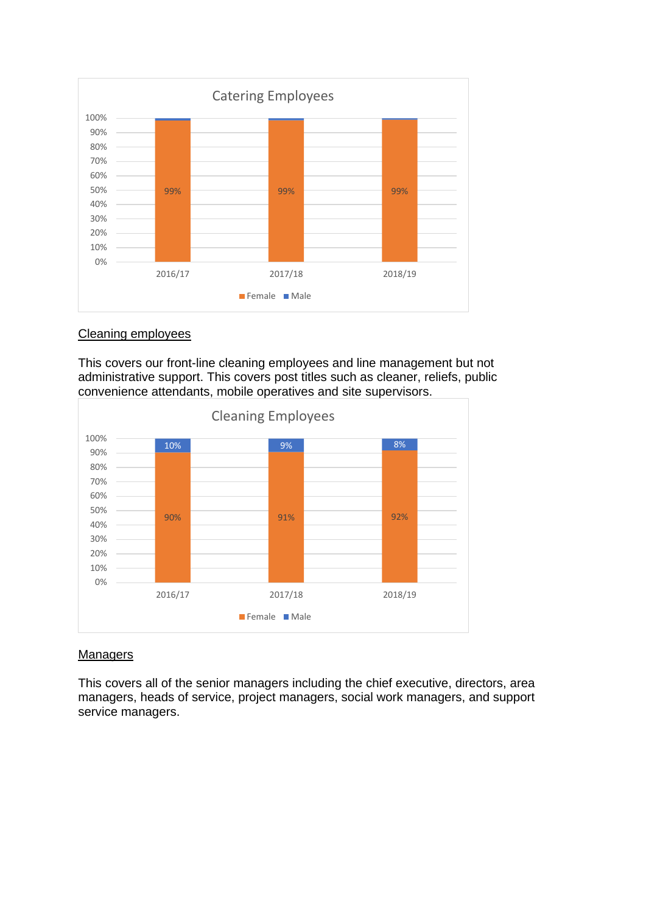Catering Employees

| | 2016/17 | 2017/18 | 2018/19 |
|---|---|---|---|
| Female | 99% | 99% | 99% |
| Male | | | |

Cleaning employees

This covers our front-line cleaning employees and line management but not administrative support. This covers post titles such as cleaner, reliefs, public convenience attendants, mobile operatives and site supervisors.

Cleaning Employees

| | 2016/17 | 2017/18 | 2018/19 |
|---|---|---|---|
| Female | 90% | 91% | 92% |
| Male | 10% | 9% | 8% |

Managers

This covers all of the senior managers including the chief executive, directors, area managers, heads of service, project managers, social work managers, and support service managers.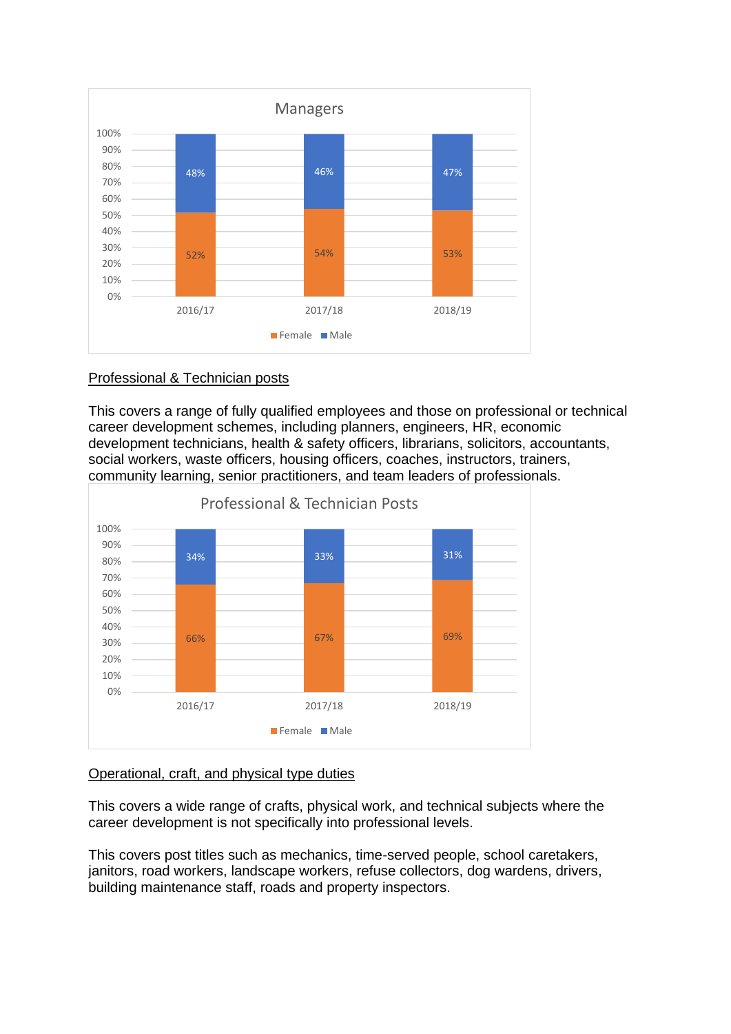**Managers**

| | 2016/17 | 2017/18 | 2018/19 |
|---|---|---|---|
| Female | 52% | 54% | 53% |
| Male | 48% | 46% | 47% |

Professional & Technician posts

This covers a range of fully qualified employees and those on professional or technical career development schemes, including planners, engineers, HR, economic development technicians, health & safety officers, librarians, solicitors, accountants, social workers, waste officers, housing officers, coaches, instructors, trainers, community learning, senior practitioners, and team leaders of professionals.

**Professional & Technician Posts**

| | 2016/17 | 2017/18 | 2018/19 |
|---|---|---|---|
| Female | 66% | 67% | 69% |
| Male | 34% | 33% | 31% |

Operational, craft, and physical type duties

This covers a wide range of crafts, physical work, and technical subjects where the career development is not specifically into professional levels.

This covers post titles such as mechanics, time-served people, school caretakers, janitors, road workers, landscape workers, refuse collectors, dog wardens, drivers, building maintenance staff, roads and property inspectors.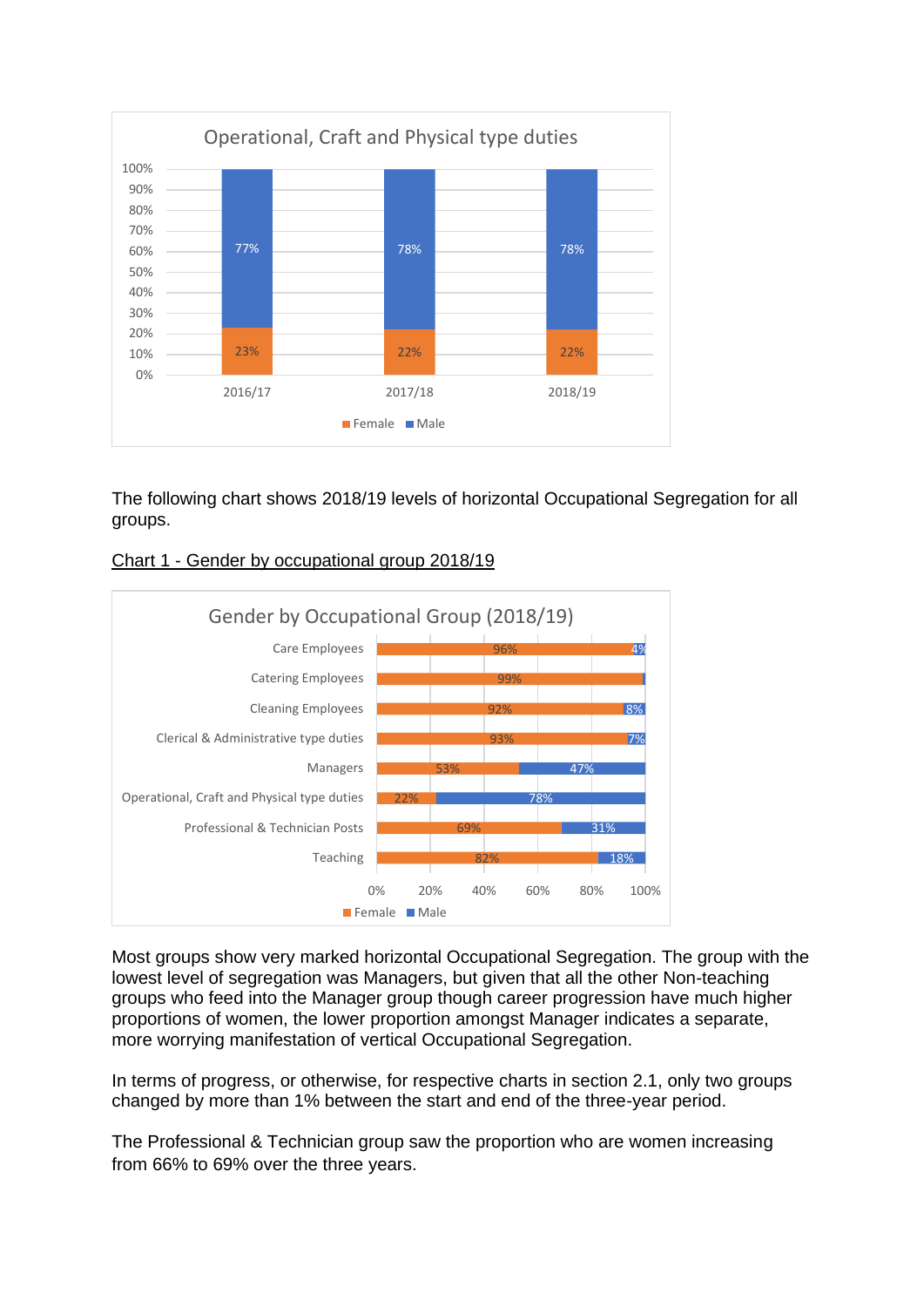**Operational, Craft and Physical type duties**

| Year | Female | Male |
|---|---|---|
| 2016/17 | 23% | 77% |
| 2017/18 | 22% | 78% |
| 2018/19 | 22% | 78% |

The following chart shows 2018/19 levels of horizontal Occupational Segregation for all groups.

<u>Chart 1 - Gender by occupational group 2018/19</u>

**Gender by Occupational Group (2018/19)**

| Occupational Group | Female | Male |
|---|---|---|
| Care Employees | 96% | 4% |
| Catering Employees | 99% | |
| Cleaning Employees | 92% | 8% |
| Clerical & Administrative type duties | 93% | 7% |
| Managers | 53% | 47% |
| Operational, Craft and Physical type duties | 22% | 78% |
| Professional & Technician Posts | 69% | 31% |
| Teaching | 82% | 18% |

Most groups show very marked horizontal Occupational Segregation. The group with the lowest level of segregation was Managers, but given that all the other Non-teaching groups who feed into the Manager group though career progression have much higher proportions of women, the lower proportion amongst Manager indicates a separate, more worrying manifestation of vertical Occupational Segregation.

In terms of progress, or otherwise, for respective charts in section 2.1, only two groups changed by more than 1% between the start and end of the three-year period.

The Professional & Technician group saw the proportion who are women increasing from 66% to 69% over the three years.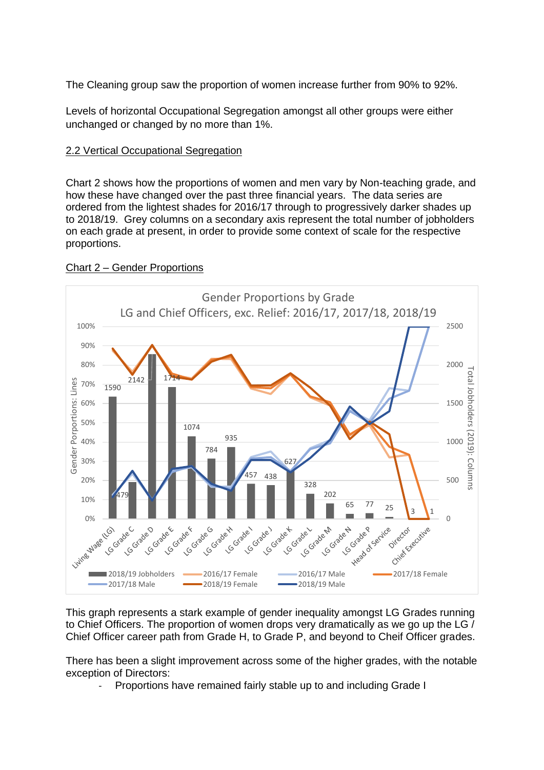The Cleaning group saw the proportion of women increase further from 90% to 92%.

Levels of horizontal Occupational Segregation amongst all other groups were either unchanged or changed by no more than 1%.

## 2.2 Vertical Occupational Segregation

Chart 2 shows how the proportions of women and men vary by Non-teaching grade, and how these have changed over the past three financial years. The data series are ordered from the lightest shades for 2016/17 through to progressively darker shades up to 2018/19. Grey columns on a secondary axis represent the total number of jobholders on each grade at present, in order to provide some context of scale for the respective proportions.

Chart 2 – Gender Proportions

This graph represents a stark example of gender inequality amongst LG Grades running to Chief Officers. The proportion of women drops very dramatically as we go up the LG / Chief Officer career path from Grade H, to Grade P, and beyond to Cheif Officer grades.

There has been a slight improvement across some of the higher grades, with the notable exception of Directors:

- Proportions have remained fairly stable up to and including Grade I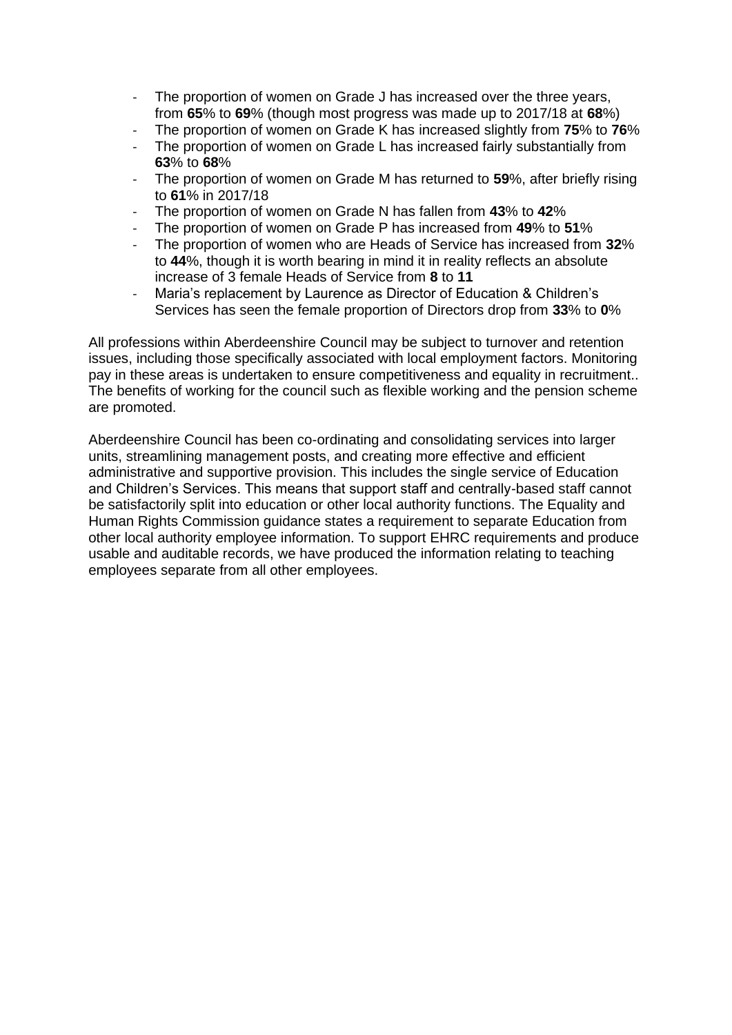- The proportion of women on Grade J has increased over the three years, from **65**% to **69**% (though most progress was made up to 2017/18 at **68**%)
- The proportion of women on Grade K has increased slightly from **75**% to **76**%
- The proportion of women on Grade L has increased fairly substantially from **63**% to **68**%
- The proportion of women on Grade M has returned to **59**%, after briefly rising to **61**% in 2017/18
- The proportion of women on Grade N has fallen from **43**% to **42**%
- The proportion of women on Grade P has increased from **49**% to **51**%
- The proportion of women who are Heads of Service has increased from **32**% to **44**%, though it is worth bearing in mind it in reality reflects an absolute increase of 3 female Heads of Service from **8** to **11**
- Maria's replacement by Laurence as Director of Education & Children's Services has seen the female proportion of Directors drop from **33**% to **0**%

All professions within Aberdeenshire Council may be subject to turnover and retention issues, including those specifically associated with local employment factors. Monitoring pay in these areas is undertaken to ensure competitiveness and equality in recruitment.. The benefits of working for the council such as flexible working and the pension scheme are promoted.

Aberdeenshire Council has been co-ordinating and consolidating services into larger units, streamlining management posts, and creating more effective and efficient administrative and supportive provision. This includes the single service of Education and Children's Services. This means that support staff and centrally-based staff cannot be satisfactorily split into education or other local authority functions. The Equality and Human Rights Commission guidance states a requirement to separate Education from other local authority employee information. To support EHRC requirements and produce usable and auditable records, we have produced the information relating to teaching employees separate from all other employees.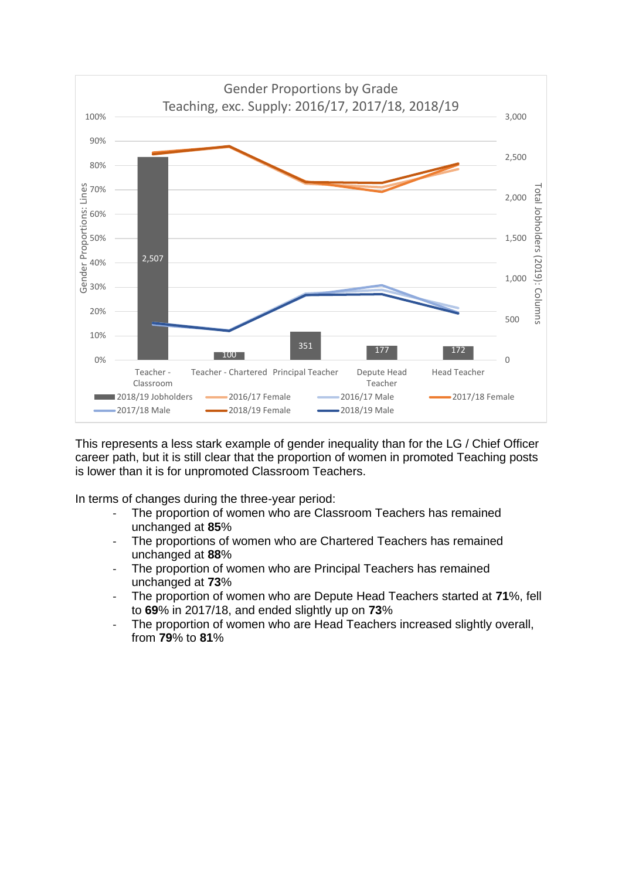**Gender Proportions by Grade**
**Teaching, exc. Supply: 2016/17, 2017/18, 2018/19**

| | Teacher - Classroom | Teacher - Chartered | Principal Teacher | Depute Head Teacher | Head Teacher |
|---|---|---|---|---|---|
| 2018/19 Jobholders | 2,507 | 100 | 351 | 177 | 172 |

This represents a less stark example of gender inequality than for the LG / Chief Officer career path, but it is still clear that the proportion of women in promoted Teaching posts is lower than it is for unpromoted Classroom Teachers.

In terms of changes during the three-year period:

- The proportion of women who are Classroom Teachers has remained unchanged at **85**%
- The proportions of women who are Chartered Teachers has remained unchanged at **88**%
- The proportion of women who are Principal Teachers has remained unchanged at **73**%
- The proportion of women who are Depute Head Teachers started at **71**%, fell to **69**% in 2017/18, and ended slightly up on **73**%
- The proportion of women who are Head Teachers increased slightly overall, from **79**% to **81**%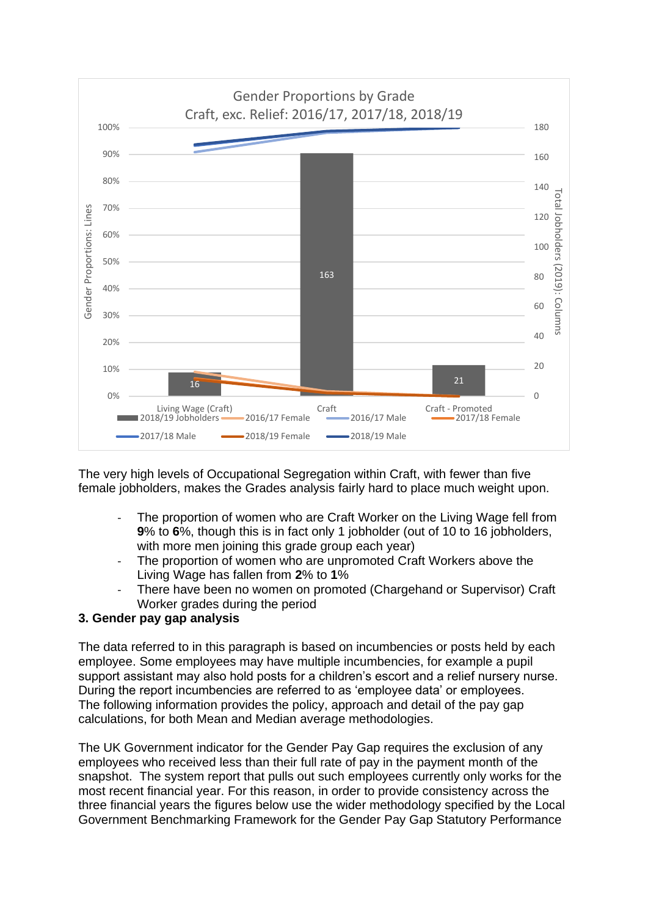Gender Proportions by Grade
Craft, exc. Relief: 2016/17, 2017/18, 2018/19

The very high levels of Occupational Segregation within Craft, with fewer than five female jobholders, makes the Grades analysis fairly hard to place much weight upon.

- The proportion of women who are Craft Worker on the Living Wage fell from **9**% to **6**%, though this is in fact only 1 jobholder (out of 10 to 16 jobholders, with more men joining this grade group each year)
- The proportion of women who are unpromoted Craft Workers above the Living Wage has fallen from **2**% to **1**%
- There have been no women on promoted (Chargehand or Supervisor) Craft Worker grades during the period

**3. Gender pay gap analysis**

The data referred to in this paragraph is based on incumbencies or posts held by each employee. Some employees may have multiple incumbencies, for example a pupil support assistant may also hold posts for a children's escort and a relief nursery nurse. During the report incumbencies are referred to as 'employee data' or employees. The following information provides the policy, approach and detail of the pay gap calculations, for both Mean and Median average methodologies.

The UK Government indicator for the Gender Pay Gap requires the exclusion of any employees who received less than their full rate of pay in the payment month of the snapshot. The system report that pulls out such employees currently only works for the most recent financial year. For this reason, in order to provide consistency across the three financial years the figures below use the wider methodology specified by the Local Government Benchmarking Framework for the Gender Pay Gap Statutory Performance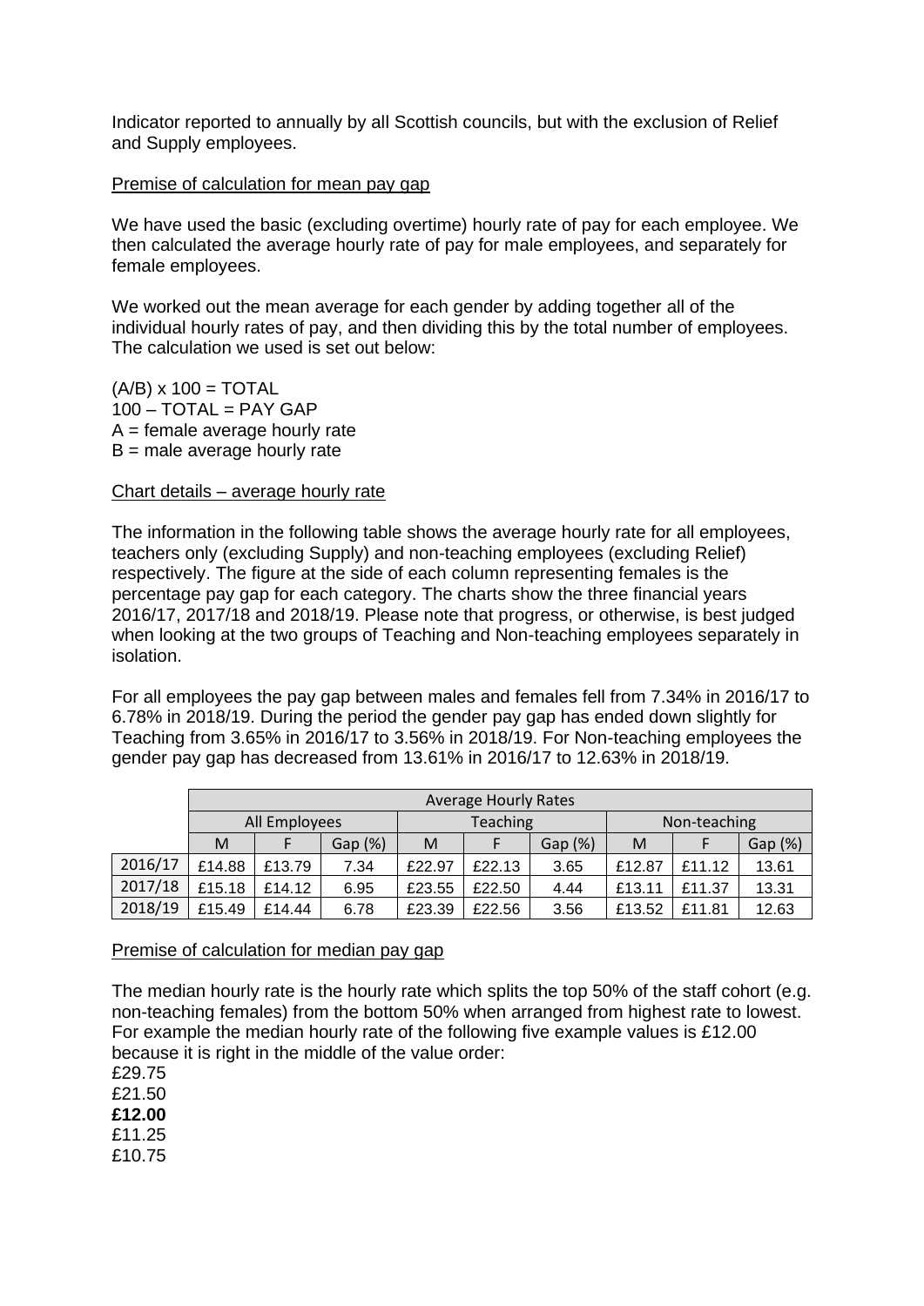Indicator reported to annually by all Scottish councils, but with the exclusion of Relief and Supply employees.

Premise of calculation for mean pay gap

We have used the basic (excluding overtime) hourly rate of pay for each employee. We then calculated the average hourly rate of pay for male employees, and separately for female employees.

We worked out the mean average for each gender by adding together all of the individual hourly rates of pay, and then dividing this by the total number of employees. The calculation we used is set out below:

(A/B) x 100 = TOTAL  
100 – TOTAL = PAY GAP  
A = female average hourly rate  
B = male average hourly rate

Chart details – average hourly rate

The information in the following table shows the average hourly rate for all employees, teachers only (excluding Supply) and non-teaching employees (excluding Relief) respectively. The figure at the side of each column representing females is the percentage pay gap for each category. The charts show the three financial years 2016/17, 2017/18 and 2018/19. Please note that progress, or otherwise, is best judged when looking at the two groups of Teaching and Non-teaching employees separately in isolation.

For all employees the pay gap between males and females fell from 7.34% in 2016/17 to 6.78% in 2018/19. During the period the gender pay gap has ended down slightly for Teaching from 3.65% in 2016/17 to 3.56% in 2018/19. For Non-teaching employees the gender pay gap has decreased from 13.61% in 2016/17 to 12.63% in 2018/19.

| | Average Hourly Rates | | | | | | | | |
|---|---|---|---|---|---|---|---|---|---|
| | All Employees | | | Teaching | | | Non-teaching | | |
| | M | F | Gap (%) | M | F | Gap (%) | M | F | Gap (%) |
| 2016/17 | £14.88 | £13.79 | 7.34 | £22.97 | £22.13 | 3.65 | £12.87 | £11.12 | 13.61 |
| 2017/18 | £15.18 | £14.12 | 6.95 | £23.55 | £22.50 | 4.44 | £13.11 | £11.37 | 13.31 |
| 2018/19 | £15.49 | £14.44 | 6.78 | £23.39 | £22.56 | 3.56 | £13.52 | £11.81 | 12.63 |

Premise of calculation for median pay gap

The median hourly rate is the hourly rate which splits the top 50% of the staff cohort (e.g. non-teaching females) from the bottom 50% when arranged from highest rate to lowest. For example the median hourly rate of the following five example values is £12.00 because it is right in the middle of the value order:

£29.75  
£21.50  
**£12.00**  
£11.25  
£10.75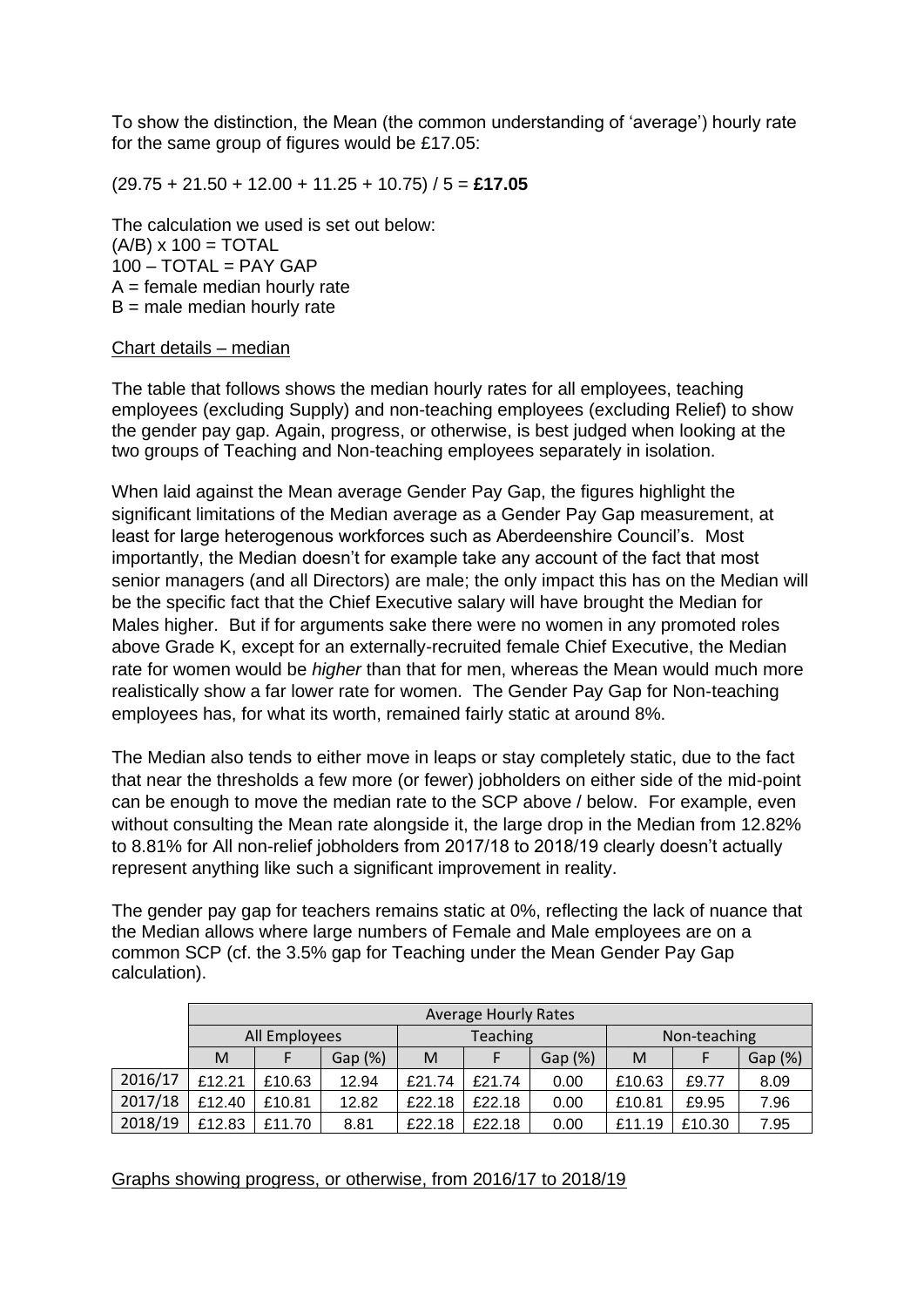To show the distinction, the Mean (the common understanding of 'average') hourly rate for the same group of figures would be £17.05:

(29.75 + 21.50 + 12.00 + 11.25 + 10.75) / 5 = **£17.05**

The calculation we used is set out below:
(A/B) x 100 = TOTAL
100 – TOTAL = PAY GAP
A = female median hourly rate
B = male median hourly rate

<u>Chart details – median</u>

The table that follows shows the median hourly rates for all employees, teaching employees (excluding Supply) and non-teaching employees (excluding Relief) to show the gender pay gap. Again, progress, or otherwise, is best judged when looking at the two groups of Teaching and Non-teaching employees separately in isolation.

When laid against the Mean average Gender Pay Gap, the figures highlight the significant limitations of the Median average as a Gender Pay Gap measurement, at least for large heterogenous workforces such as Aberdeenshire Council's. Most importantly, the Median doesn't for example take any account of the fact that most senior managers (and all Directors) are male; the only impact this has on the Median will be the specific fact that the Chief Executive salary will have brought the Median for Males higher. But if for arguments sake there were no women in any promoted roles above Grade K, except for an externally-recruited female Chief Executive, the Median rate for women would be *higher* than that for men, whereas the Mean would much more realistically show a far lower rate for women. The Gender Pay Gap for Non-teaching employees has, for what its worth, remained fairly static at around 8%.

The Median also tends to either move in leaps or stay completely static, due to the fact that near the thresholds a few more (or fewer) jobholders on either side of the mid-point can be enough to move the median rate to the SCP above / below. For example, even without consulting the Mean rate alongside it, the large drop in the Median from 12.82% to 8.81% for All non-relief jobholders from 2017/18 to 2018/19 clearly doesn't actually represent anything like such a significant improvement in reality.

The gender pay gap for teachers remains static at 0%, reflecting the lack of nuance that the Median allows where large numbers of Female and Male employees are on a common SCP (cf. the 3.5% gap for Teaching under the Mean Gender Pay Gap calculation).

| | Average Hourly Rates | | | | | | | | |
|---|---|---|---|---|---|---|---|---|---|
| | All Employees | | | Teaching | | | Non-teaching | | |
| | M | F | Gap (%) | M | F | Gap (%) | M | F | Gap (%) |
| 2016/17 | £12.21 | £10.63 | 12.94 | £21.74 | £21.74 | 0.00 | £10.63 | £9.77 | 8.09 |
| 2017/18 | £12.40 | £10.81 | 12.82 | £22.18 | £22.18 | 0.00 | £10.81 | £9.95 | 7.96 |
| 2018/19 | £12.83 | £11.70 | 8.81 | £22.18 | £22.18 | 0.00 | £11.19 | £10.30 | 7.95 |

<u>Graphs showing progress, or otherwise, from 2016/17 to 2018/19</u>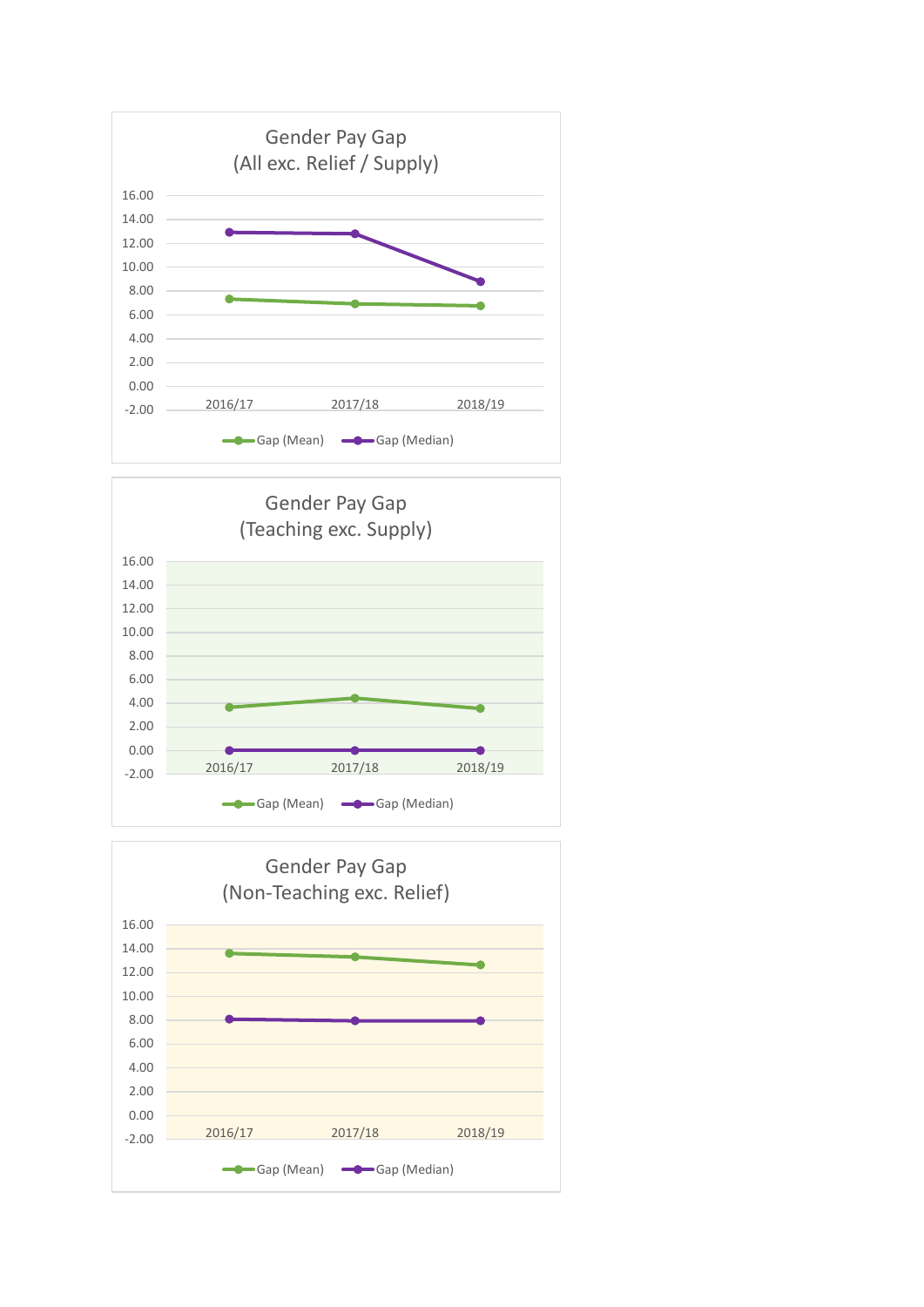## Gender Pay Gap (All exc. Relief / Supply)

16.00
14.00
12.00
10.00
8.00
6.00
4.00
2.00
0.00
-2.00

2016/17 2017/18 2018/19

Gap (Mean) Gap (Median)

## Gender Pay Gap (Teaching exc. Supply)

16.00
14.00
12.00
10.00
8.00
6.00
4.00
2.00
0.00
-2.00

2016/17 2017/18 2018/19

Gap (Mean) Gap (Median)

## Gender Pay Gap (Non-Teaching exc. Relief)

16.00
14.00
12.00
10.00
8.00
6.00
4.00
2.00
0.00
-2.00

2016/17 2017/18 2018/19

Gap (Mean) Gap (Median)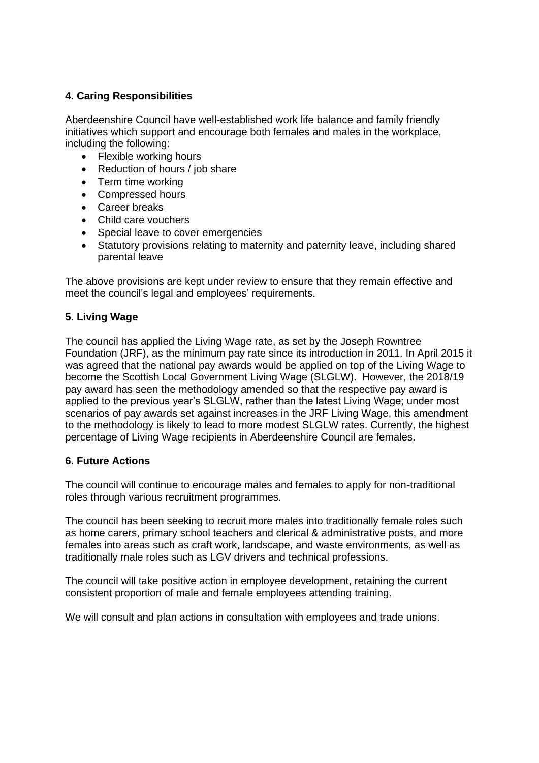**4. Caring Responsibilities**

Aberdeenshire Council have well-established work life balance and family friendly initiatives which support and encourage both females and males in the workplace, including the following:

- Flexible working hours
- Reduction of hours / job share
- Term time working
- Compressed hours
- Career breaks
- Child care vouchers
- Special leave to cover emergencies
- Statutory provisions relating to maternity and paternity leave, including shared parental leave

The above provisions are kept under review to ensure that they remain effective and meet the council's legal and employees' requirements.

**5. Living Wage**

The council has applied the Living Wage rate, as set by the Joseph Rowntree Foundation (JRF), as the minimum pay rate since its introduction in 2011. In April 2015 it was agreed that the national pay awards would be applied on top of the Living Wage to become the Scottish Local Government Living Wage (SLGLW). However, the 2018/19 pay award has seen the methodology amended so that the respective pay award is applied to the previous year's SLGLW, rather than the latest Living Wage; under most scenarios of pay awards set against increases in the JRF Living Wage, this amendment to the methodology is likely to lead to more modest SLGLW rates. Currently, the highest percentage of Living Wage recipients in Aberdeenshire Council are females.

**6. Future Actions**

The council will continue to encourage males and females to apply for non-traditional roles through various recruitment programmes.

The council has been seeking to recruit more males into traditionally female roles such as home carers, primary school teachers and clerical & administrative posts, and more females into areas such as craft work, landscape, and waste environments, as well as traditionally male roles such as LGV drivers and technical professions.

The council will take positive action in employee development, retaining the current consistent proportion of male and female employees attending training.

We will consult and plan actions in consultation with employees and trade unions.